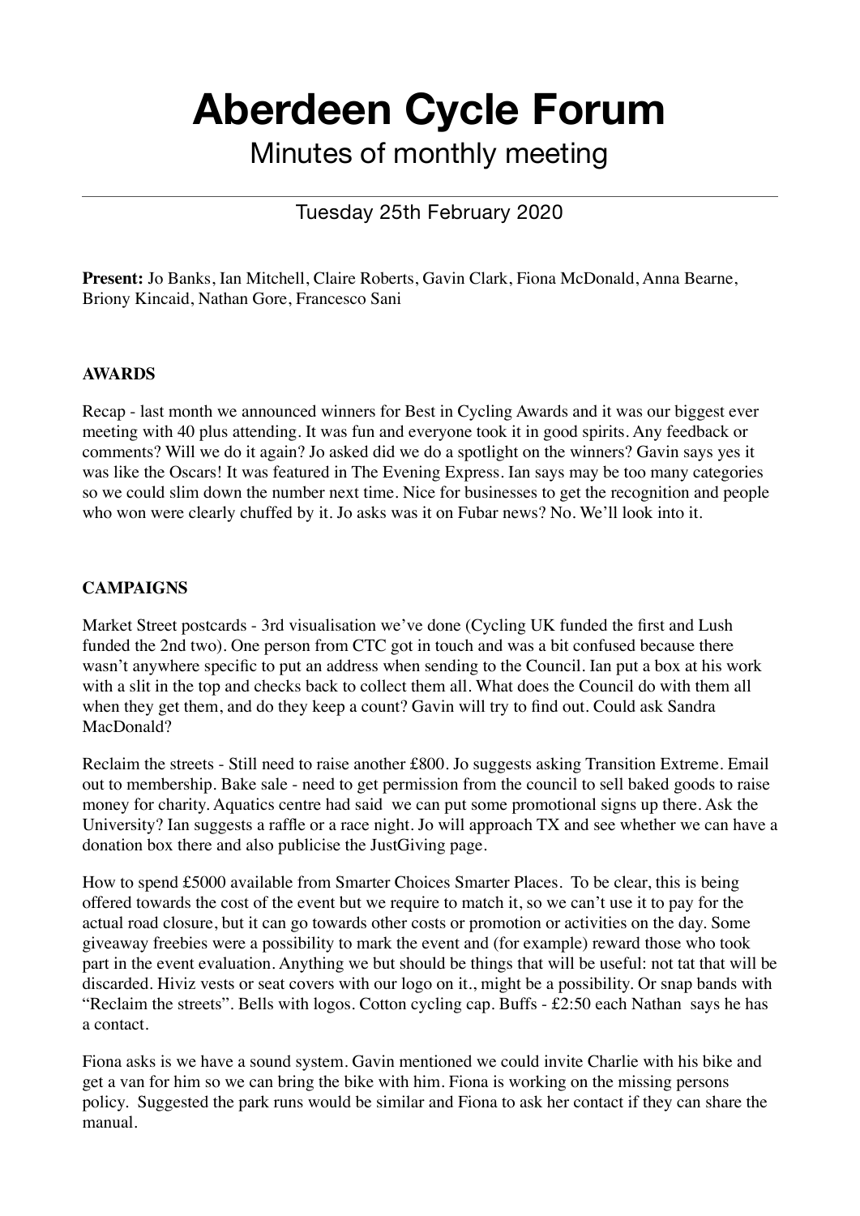# Aberdeen Cycle Forum

Minutes of monthly meeting

---

Tuesday 25th February 2020

**Present:** Jo Banks, Ian Mitchell, Claire Roberts, Gavin Clark, Fiona McDonald, Anna Bearne, Briony Kincaid, Nathan Gore, Francesco Sani

## AWARDS

Recap - last month we announced winners for Best in Cycling Awards and it was our biggest ever meeting with 40 plus attending. It was fun and everyone took it in good spirits. Any feedback or comments? Will we do it again? Jo asked did we do a spotlight on the winners? Gavin says yes it was like the Oscars! It was featured in The Evening Express. Ian says may be too many categories so we could slim down the number next time. Nice for businesses to get the recognition and people who won were clearly chuffed by it. Jo asks was it on Fubar news? No. We'll look into it.

## CAMPAIGNS

Market Street postcards - 3rd visualisation we've done (Cycling UK funded the first and Lush funded the 2nd two). One person from CTC got in touch and was a bit confused because there wasn't anywhere specific to put an address when sending to the Council. Ian put a box at his work with a slit in the top and checks back to collect them all. What does the Council do with them all when they get them, and do they keep a count? Gavin will try to find out. Could ask Sandra MacDonald?

Reclaim the streets - Still need to raise another £800. Jo suggests asking Transition Extreme. Email out to membership. Bake sale - need to get permission from the council to sell baked goods to raise money for charity. Aquatics centre had said we can put some promotional signs up there. Ask the University? Ian suggests a raffle or a race night. Jo will approach TX and see whether we can have a donation box there and also publicise the JustGiving page.

How to spend £5000 available from Smarter Choices Smarter Places. To be clear, this is being offered towards the cost of the event but we require to match it, so we can't use it to pay for the actual road closure, but it can go towards other costs or promotion or activities on the day. Some giveaway freebies were a possibility to mark the event and (for example) reward those who took part in the event evaluation. Anything we but should be things that will be useful: not tat that will be discarded. Hiviz vests or seat covers with our logo on it., might be a possibility. Or snap bands with "Reclaim the streets". Bells with logos. Cotton cycling cap. Buffs - £2:50 each Nathan says he has a contact.

Fiona asks is we have a sound system. Gavin mentioned we could invite Charlie with his bike and get a van for him so we can bring the bike with him. Fiona is working on the missing persons policy. Suggested the park runs would be similar and Fiona to ask her contact if they can share the manual.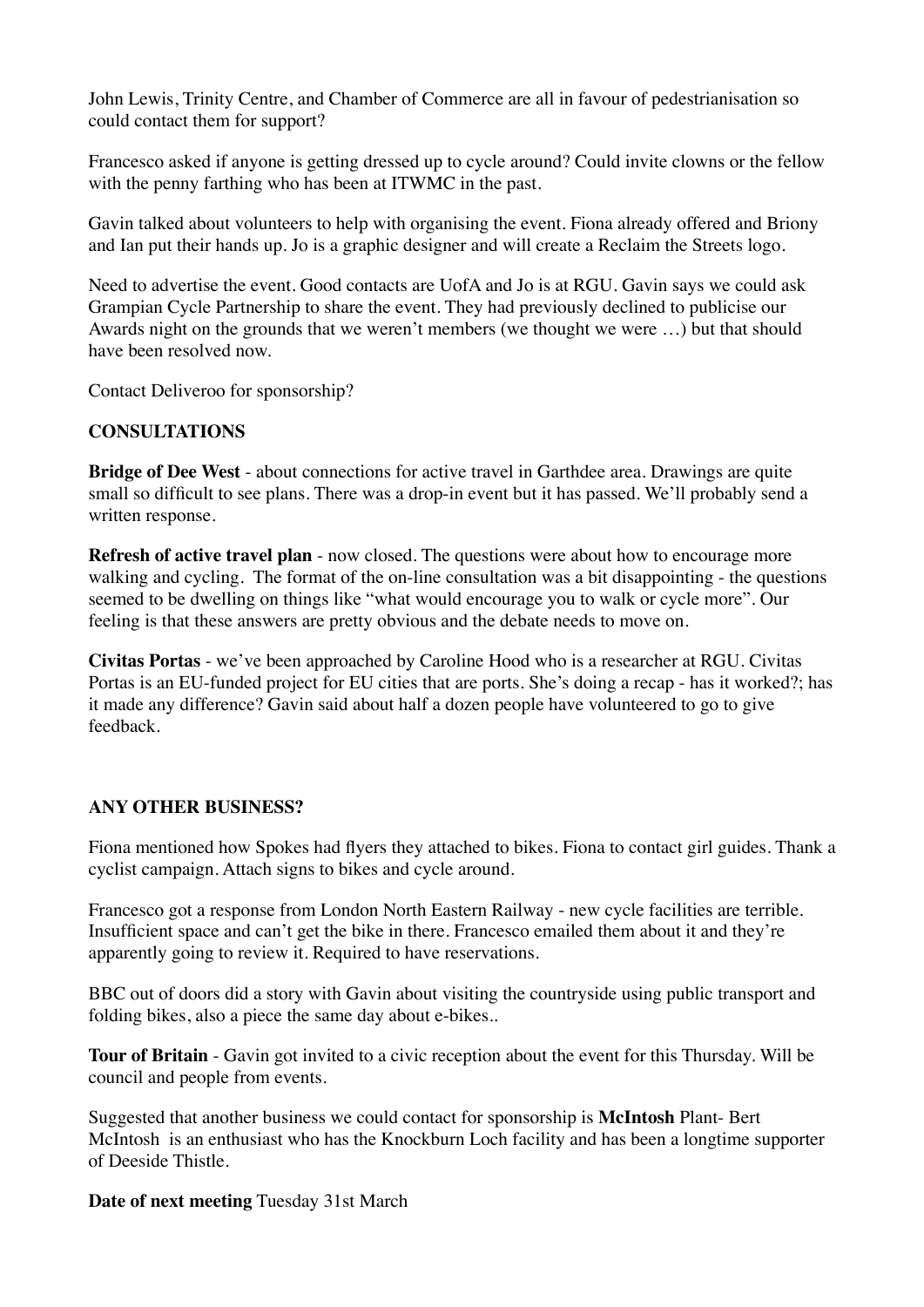John Lewis, Trinity Centre, and Chamber of Commerce are all in favour of pedestrianisation so could contact them for support?

Francesco asked if anyone is getting dressed up to cycle around? Could invite clowns or the fellow with the penny farthing who has been at ITWMC in the past.

Gavin talked about volunteers to help with organising the event. Fiona already offered and Briony and Ian put their hands up. Jo is a graphic designer and will create a Reclaim the Streets logo.

Need to advertise the event. Good contacts are UofA and Jo is at RGU. Gavin says we could ask Grampian Cycle Partnership to share the event. They had previously declined to publicise our Awards night on the grounds that we weren't members (we thought we were …) but that should have been resolved now.

Contact Deliveroo for sponsorship?

**CONSULTATIONS**

**Bridge of Dee West** - about connections for active travel in Garthdee area. Drawings are quite small so difficult to see plans. There was a drop-in event but it has passed. We'll probably send a written response.

**Refresh of active travel plan** - now closed. The questions were about how to encourage more walking and cycling. The format of the on-line consultation was a bit disappointing - the questions seemed to be dwelling on things like "what would encourage you to walk or cycle more". Our feeling is that these answers are pretty obvious and the debate needs to move on.

**Civitas Portas** - we've been approached by Caroline Hood who is a researcher at RGU. Civitas Portas is an EU-funded project for EU cities that are ports. She's doing a recap - has it worked?; has it made any difference? Gavin said about half a dozen people have volunteered to go to give feedback.

**ANY OTHER BUSINESS?**

Fiona mentioned how Spokes had flyers they attached to bikes. Fiona to contact girl guides. Thank a cyclist campaign. Attach signs to bikes and cycle around.

Francesco got a response from London North Eastern Railway - new cycle facilities are terrible. Insufficient space and can't get the bike in there. Francesco emailed them about it and they're apparently going to review it. Required to have reservations.

BBC out of doors did a story with Gavin about visiting the countryside using public transport and folding bikes, also a piece the same day about e-bikes..

**Tour of Britain** - Gavin got invited to a civic reception about the event for this Thursday. Will be council and people from events.

Suggested that another business we could contact for sponsorship is **McIntosh** Plant- Bert McIntosh is an enthusiast who has the Knockburn Loch facility and has been a longtime supporter of Deeside Thistle.

**Date of next meeting** Tuesday 31st March